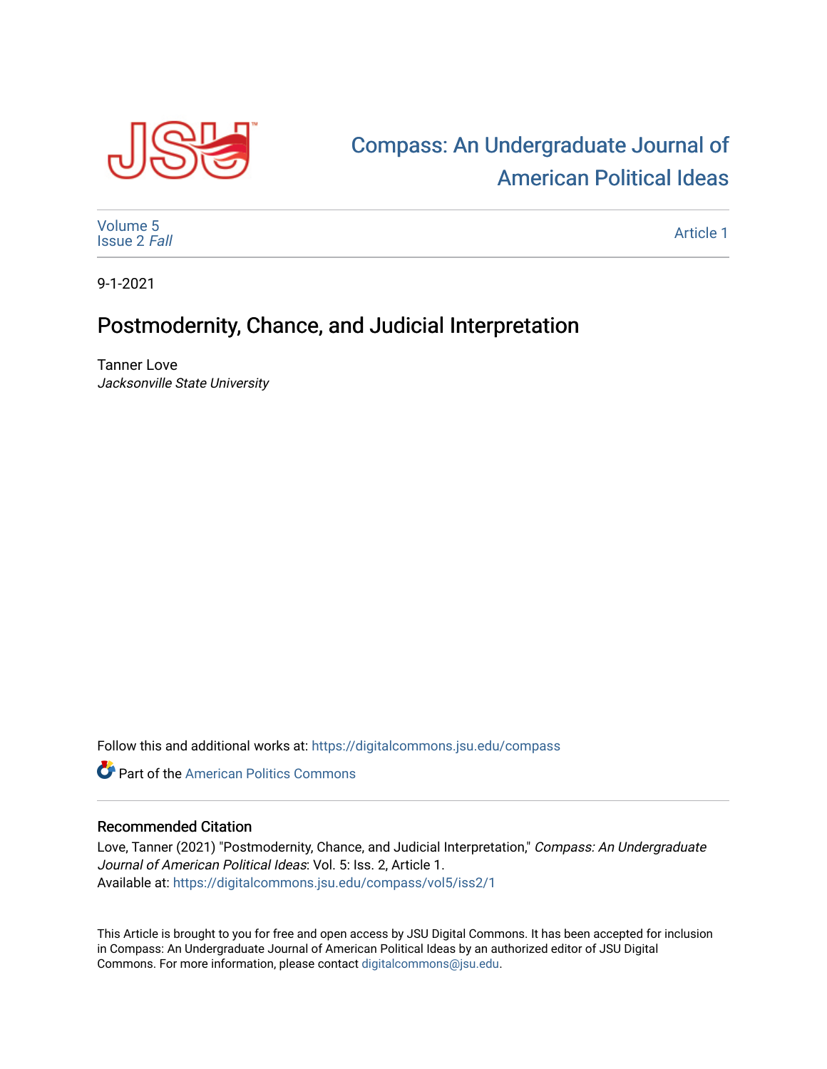# Compass: An Undergraduate Journal of American Political Ideas

Volume 5
Issue 2 *Fall*

Article 1

9-1-2021

## Postmodernity, Chance, and Judicial Interpretation

Tanner Love
*Jacksonville State University*

Follow this and additional works at: https://digitalcommons.jsu.edu/compass

Part of the American Politics Commons

### Recommended Citation

Love, Tanner (2021) "Postmodernity, Chance, and Judicial Interpretation," *Compass: An Undergraduate Journal of American Political Ideas*: Vol. 5: Iss. 2, Article 1.
Available at: https://digitalcommons.jsu.edu/compass/vol5/iss2/1

This Article is brought to you for free and open access by JSU Digital Commons. It has been accepted for inclusion in Compass: An Undergraduate Journal of American Political Ideas by an authorized editor of JSU Digital Commons. For more information, please contact digitalcommons@jsu.edu.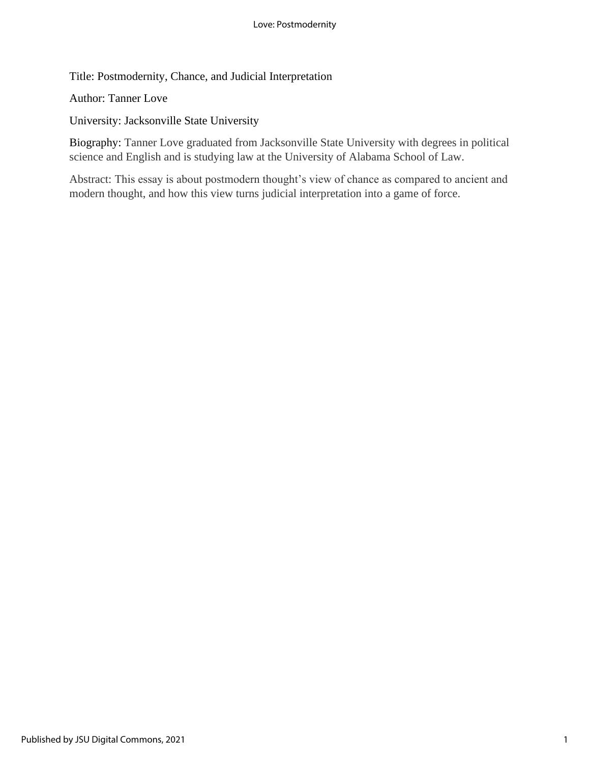Title: Postmodernity, Chance, and Judicial Interpretation

Author: Tanner Love

University: Jacksonville State University

Biography: Tanner Love graduated from Jacksonville State University with degrees in political science and English and is studying law at the University of Alabama School of Law.

Abstract: This essay is about postmodern thought's view of chance as compared to ancient and modern thought, and how this view turns judicial interpretation into a game of force.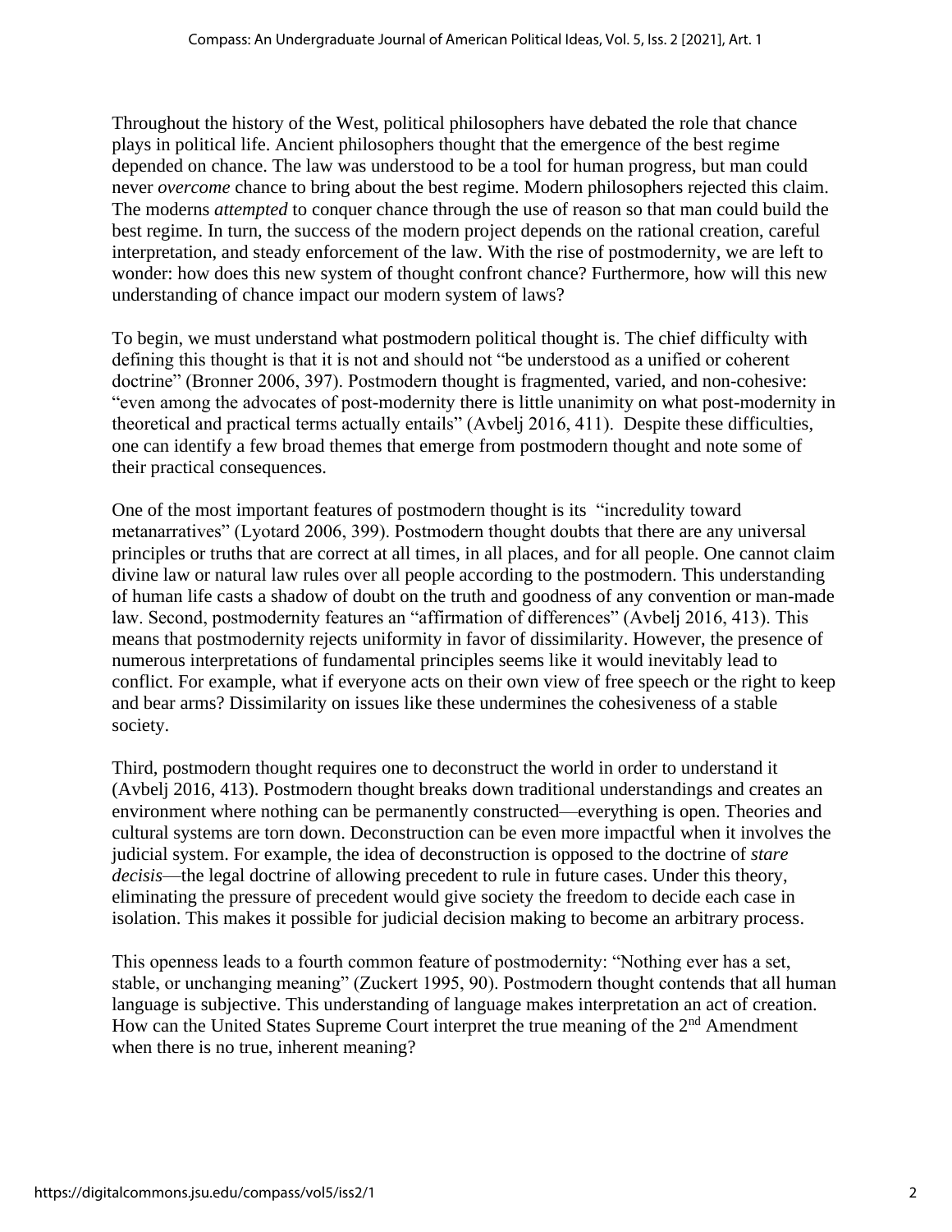Throughout the history of the West, political philosophers have debated the role that chance plays in political life. Ancient philosophers thought that the emergence of the best regime depended on chance. The law was understood to be a tool for human progress, but man could never *overcome* chance to bring about the best regime. Modern philosophers rejected this claim. The moderns *attempted* to conquer chance through the use of reason so that man could build the best regime. In turn, the success of the modern project depends on the rational creation, careful interpretation, and steady enforcement of the law. With the rise of postmodernity, we are left to wonder: how does this new system of thought confront chance? Furthermore, how will this new understanding of chance impact our modern system of laws?

To begin, we must understand what postmodern political thought is. The chief difficulty with defining this thought is that it is not and should not "be understood as a unified or coherent doctrine" (Bronner 2006, 397). Postmodern thought is fragmented, varied, and non-cohesive: "even among the advocates of post-modernity there is little unanimity on what post-modernity in theoretical and practical terms actually entails" (Avbelj 2016, 411). Despite these difficulties, one can identify a few broad themes that emerge from postmodern thought and note some of their practical consequences.

One of the most important features of postmodern thought is its "incredulity toward metanarratives" (Lyotard 2006, 399). Postmodern thought doubts that there are any universal principles or truths that are correct at all times, in all places, and for all people. One cannot claim divine law or natural law rules over all people according to the postmodern. This understanding of human life casts a shadow of doubt on the truth and goodness of any convention or man-made law. Second, postmodernity features an "affirmation of differences" (Avbelj 2016, 413). This means that postmodernity rejects uniformity in favor of dissimilarity. However, the presence of numerous interpretations of fundamental principles seems like it would inevitably lead to conflict. For example, what if everyone acts on their own view of free speech or the right to keep and bear arms? Dissimilarity on issues like these undermines the cohesiveness of a stable society.

Third, postmodern thought requires one to deconstruct the world in order to understand it (Avbelj 2016, 413). Postmodern thought breaks down traditional understandings and creates an environment where nothing can be permanently constructed—everything is open. Theories and cultural systems are torn down. Deconstruction can be even more impactful when it involves the judicial system. For example, the idea of deconstruction is opposed to the doctrine of *stare decisis*—the legal doctrine of allowing precedent to rule in future cases. Under this theory, eliminating the pressure of precedent would give society the freedom to decide each case in isolation. This makes it possible for judicial decision making to become an arbitrary process.

This openness leads to a fourth common feature of postmodernity: "Nothing ever has a set, stable, or unchanging meaning" (Zuckert 1995, 90). Postmodern thought contends that all human language is subjective. This understanding of language makes interpretation an act of creation. How can the United States Supreme Court interpret the true meaning of the 2nd Amendment when there is no true, inherent meaning?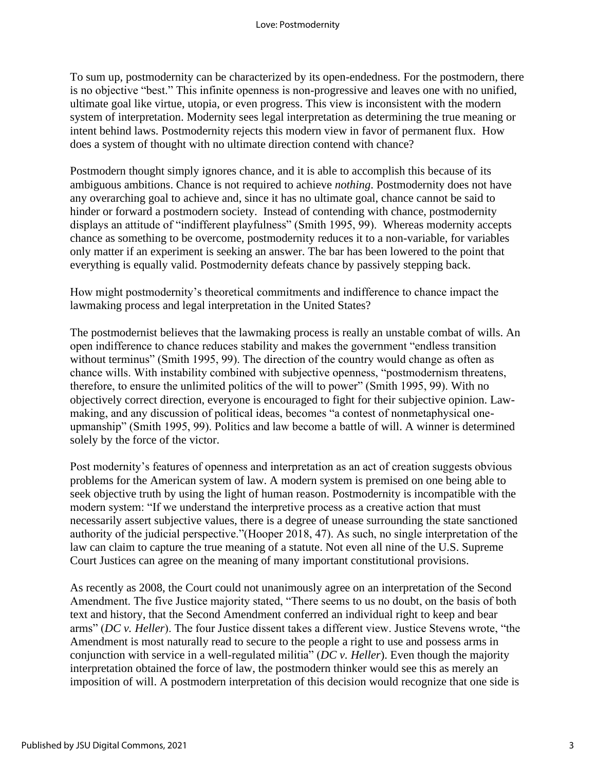To sum up, postmodernity can be characterized by its open-endedness. For the postmodern, there is no objective "best." This infinite openness is non-progressive and leaves one with no unified, ultimate goal like virtue, utopia, or even progress. This view is inconsistent with the modern system of interpretation. Modernity sees legal interpretation as determining the true meaning or intent behind laws. Postmodernity rejects this modern view in favor of permanent flux. How does a system of thought with no ultimate direction contend with chance?

Postmodern thought simply ignores chance, and it is able to accomplish this because of its ambiguous ambitions. Chance is not required to achieve *nothing*. Postmodernity does not have any overarching goal to achieve and, since it has no ultimate goal, chance cannot be said to hinder or forward a postmodern society. Instead of contending with chance, postmodernity displays an attitude of "indifferent playfulness" (Smith 1995, 99). Whereas modernity accepts chance as something to be overcome, postmodernity reduces it to a non-variable, for variables only matter if an experiment is seeking an answer. The bar has been lowered to the point that everything is equally valid. Postmodernity defeats chance by passively stepping back.

How might postmodernity's theoretical commitments and indifference to chance impact the lawmaking process and legal interpretation in the United States?

The postmodernist believes that the lawmaking process is really an unstable combat of wills. An open indifference to chance reduces stability and makes the government "endless transition without terminus" (Smith 1995, 99). The direction of the country would change as often as chance wills. With instability combined with subjective openness, "postmodernism threatens, therefore, to ensure the unlimited politics of the will to power" (Smith 1995, 99). With no objectively correct direction, everyone is encouraged to fight for their subjective opinion. Law-making, and any discussion of political ideas, becomes "a contest of nonmetaphysical one-upmanship" (Smith 1995, 99). Politics and law become a battle of will. A winner is determined solely by the force of the victor.

Post modernity's features of openness and interpretation as an act of creation suggests obvious problems for the American system of law. A modern system is premised on one being able to seek objective truth by using the light of human reason. Postmodernity is incompatible with the modern system: "If we understand the interpretive process as a creative action that must necessarily assert subjective values, there is a degree of unease surrounding the state sanctioned authority of the judicial perspective."(Hooper 2018, 47). As such, no single interpretation of the law can claim to capture the true meaning of a statute. Not even all nine of the U.S. Supreme Court Justices can agree on the meaning of many important constitutional provisions.

As recently as 2008, the Court could not unanimously agree on an interpretation of the Second Amendment. The five Justice majority stated, "There seems to us no doubt, on the basis of both text and history, that the Second Amendment conferred an individual right to keep and bear arms" (*DC v. Heller*). The four Justice dissent takes a different view. Justice Stevens wrote, "the Amendment is most naturally read to secure to the people a right to use and possess arms in conjunction with service in a well-regulated militia" (*DC v. Heller*). Even though the majority interpretation obtained the force of law, the postmodern thinker would see this as merely an imposition of will. A postmodern interpretation of this decision would recognize that one side is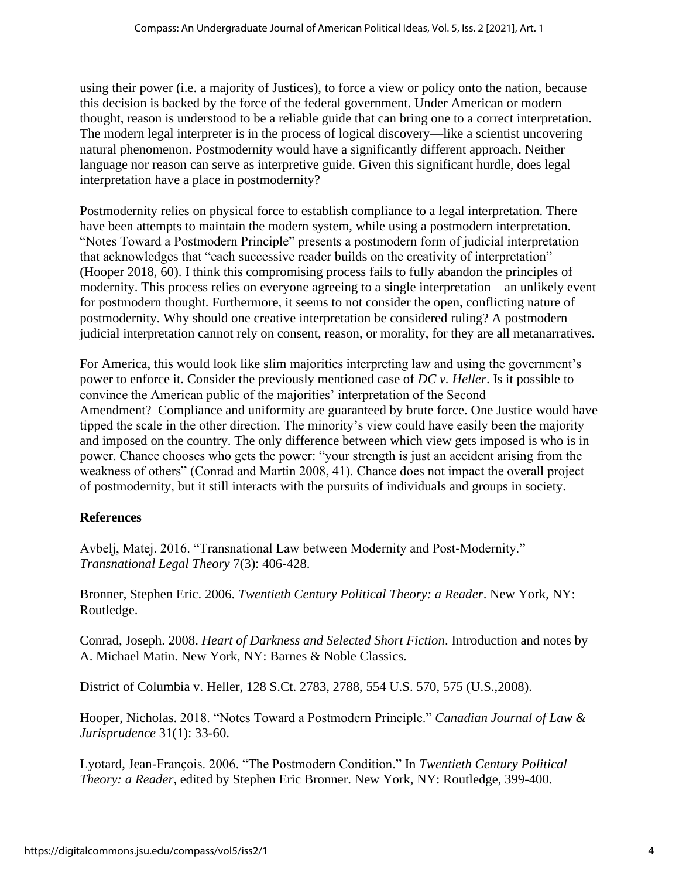using their power (i.e. a majority of Justices), to force a view or policy onto the nation, because this decision is backed by the force of the federal government. Under American or modern thought, reason is understood to be a reliable guide that can bring one to a correct interpretation. The modern legal interpreter is in the process of logical discovery—like a scientist uncovering natural phenomenon. Postmodernity would have a significantly different approach. Neither language nor reason can serve as interpretive guide. Given this significant hurdle, does legal interpretation have a place in postmodernity?

Postmodernity relies on physical force to establish compliance to a legal interpretation. There have been attempts to maintain the modern system, while using a postmodern interpretation. "Notes Toward a Postmodern Principle" presents a postmodern form of judicial interpretation that acknowledges that "each successive reader builds on the creativity of interpretation" (Hooper 2018, 60). I think this compromising process fails to fully abandon the principles of modernity. This process relies on everyone agreeing to a single interpretation—an unlikely event for postmodern thought. Furthermore, it seems to not consider the open, conflicting nature of postmodernity. Why should one creative interpretation be considered ruling? A postmodern judicial interpretation cannot rely on consent, reason, or morality, for they are all metanarratives.

For America, this would look like slim majorities interpreting law and using the government's power to enforce it. Consider the previously mentioned case of *DC v. Heller*. Is it possible to convince the American public of the majorities' interpretation of the Second Amendment? Compliance and uniformity are guaranteed by brute force. One Justice would have tipped the scale in the other direction. The minority's view could have easily been the majority and imposed on the country. The only difference between which view gets imposed is who is in power. Chance chooses who gets the power: "your strength is just an accident arising from the weakness of others" (Conrad and Martin 2008, 41). Chance does not impact the overall project of postmodernity, but it still interacts with the pursuits of individuals and groups in society.

**References**

Avbelj, Matej. 2016. "Transnational Law between Modernity and Post-Modernity." *Transnational Legal Theory* 7(3): 406-428.

Bronner, Stephen Eric. 2006. *Twentieth Century Political Theory: a Reader*. New York, NY: Routledge.

Conrad, Joseph. 2008. *Heart of Darkness and Selected Short Fiction*. Introduction and notes by A. Michael Matin. New York, NY: Barnes & Noble Classics.

District of Columbia v. Heller, 128 S.Ct. 2783, 2788, 554 U.S. 570, 575 (U.S.,2008).

Hooper, Nicholas. 2018. "Notes Toward a Postmodern Principle." *Canadian Journal of Law & Jurisprudence* 31(1): 33-60.

Lyotard, Jean-François. 2006. "The Postmodern Condition." In *Twentieth Century Political Theory: a Reader*, edited by Stephen Eric Bronner. New York, NY: Routledge, 399-400.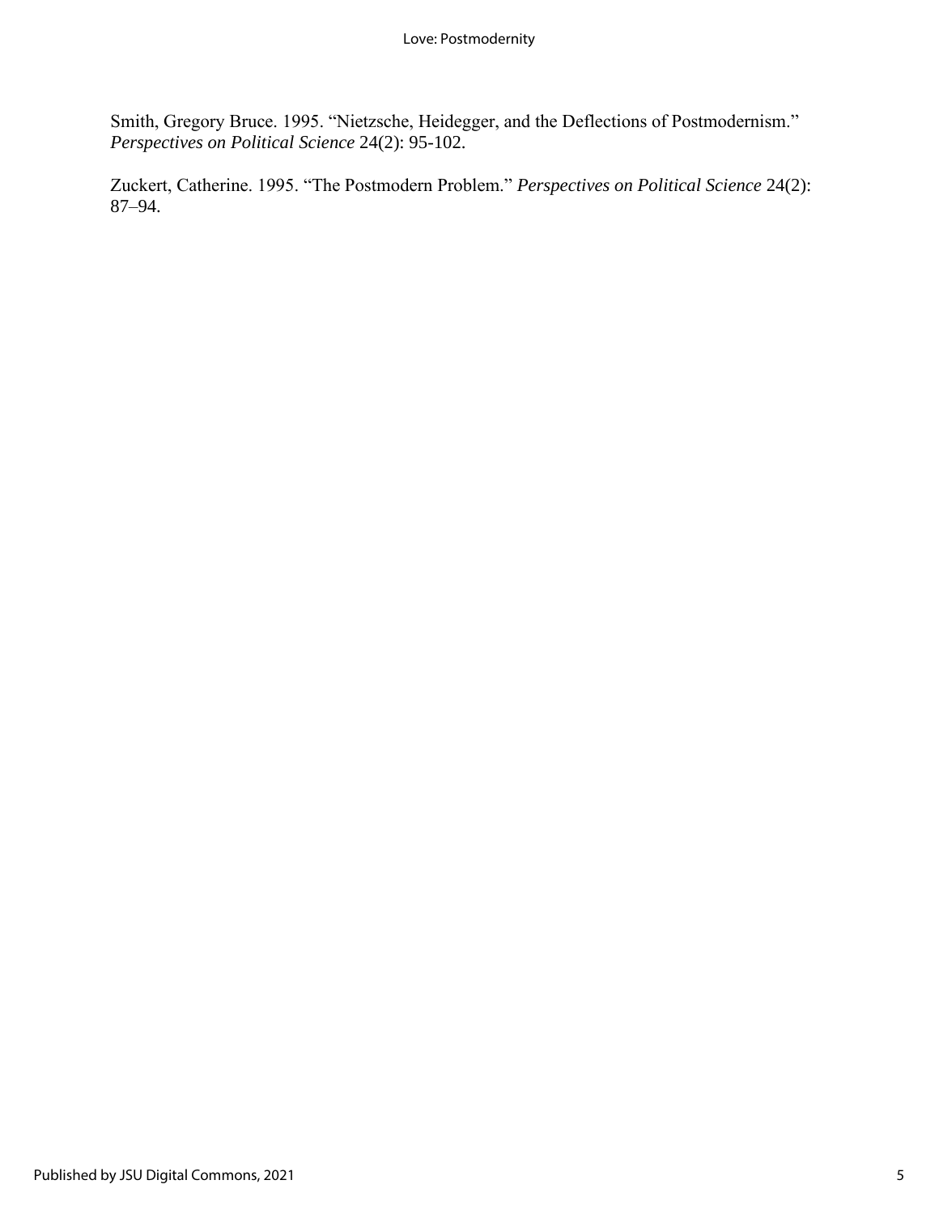Smith, Gregory Bruce. 1995. "Nietzsche, Heidegger, and the Deflections of Postmodernism." *Perspectives on Political Science* 24(2): 95-102.

Zuckert, Catherine. 1995. "The Postmodern Problem." *Perspectives on Political Science* 24(2): 87–94.